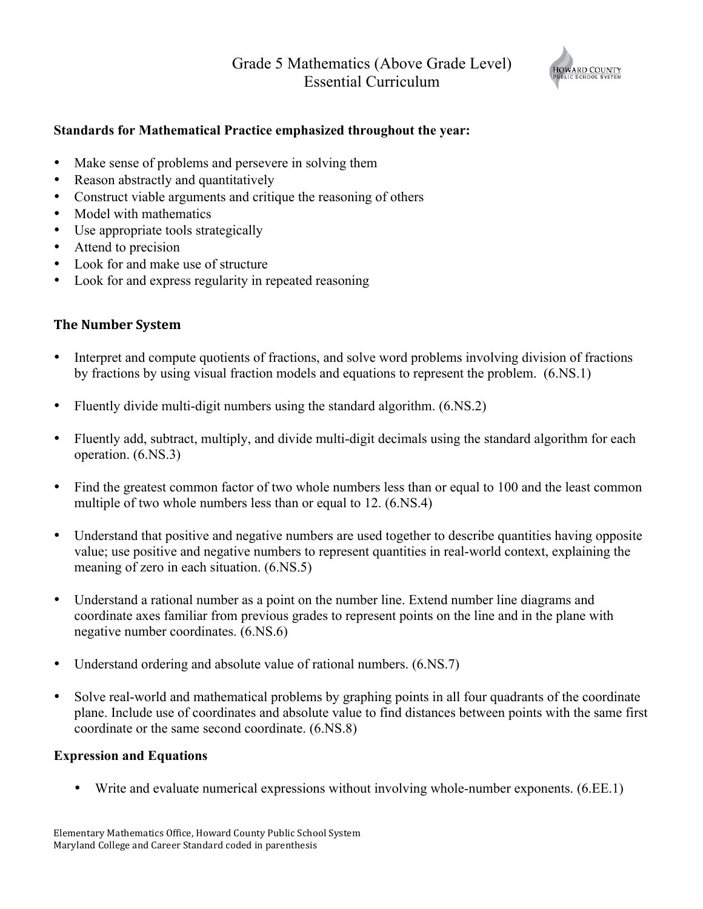# Grade 5 Mathematics (Above Grade Level)
# Essential Curriculum

**Standards for Mathematical Practice emphasized throughout the year:**

- Make sense of problems and persevere in solving them
- Reason abstractly and quantitatively
- Construct viable arguments and critique the reasoning of others
- Model with mathematics
- Use appropriate tools strategically
- Attend to precision
- Look for and make use of structure
- Look for and express regularity in repeated reasoning

## The Number System

- Interpret and compute quotients of fractions, and solve word problems involving division of fractions by fractions by using visual fraction models and equations to represent the problem. (6.NS.1)

- Fluently divide multi-digit numbers using the standard algorithm. (6.NS.2)

- Fluently add, subtract, multiply, and divide multi-digit decimals using the standard algorithm for each operation. (6.NS.3)

- Find the greatest common factor of two whole numbers less than or equal to 100 and the least common multiple of two whole numbers less than or equal to 12. (6.NS.4)

- Understand that positive and negative numbers are used together to describe quantities having opposite value; use positive and negative numbers to represent quantities in real-world context, explaining the meaning of zero in each situation. (6.NS.5)

- Understand a rational number as a point on the number line. Extend number line diagrams and coordinate axes familiar from previous grades to represent points on the line and in the plane with negative number coordinates. (6.NS.6)

- Understand ordering and absolute value of rational numbers. (6.NS.7)

- Solve real-world and mathematical problems by graphing points in all four quadrants of the coordinate plane. Include use of coordinates and absolute value to find distances between points with the same first coordinate or the same second coordinate. (6.NS.8)

## Expression and Equations

- Write and evaluate numerical expressions without involving whole-number exponents. (6.EE.1)

Elementary Mathematics Office, Howard County Public School System
Maryland College and Career Standard coded in parenthesis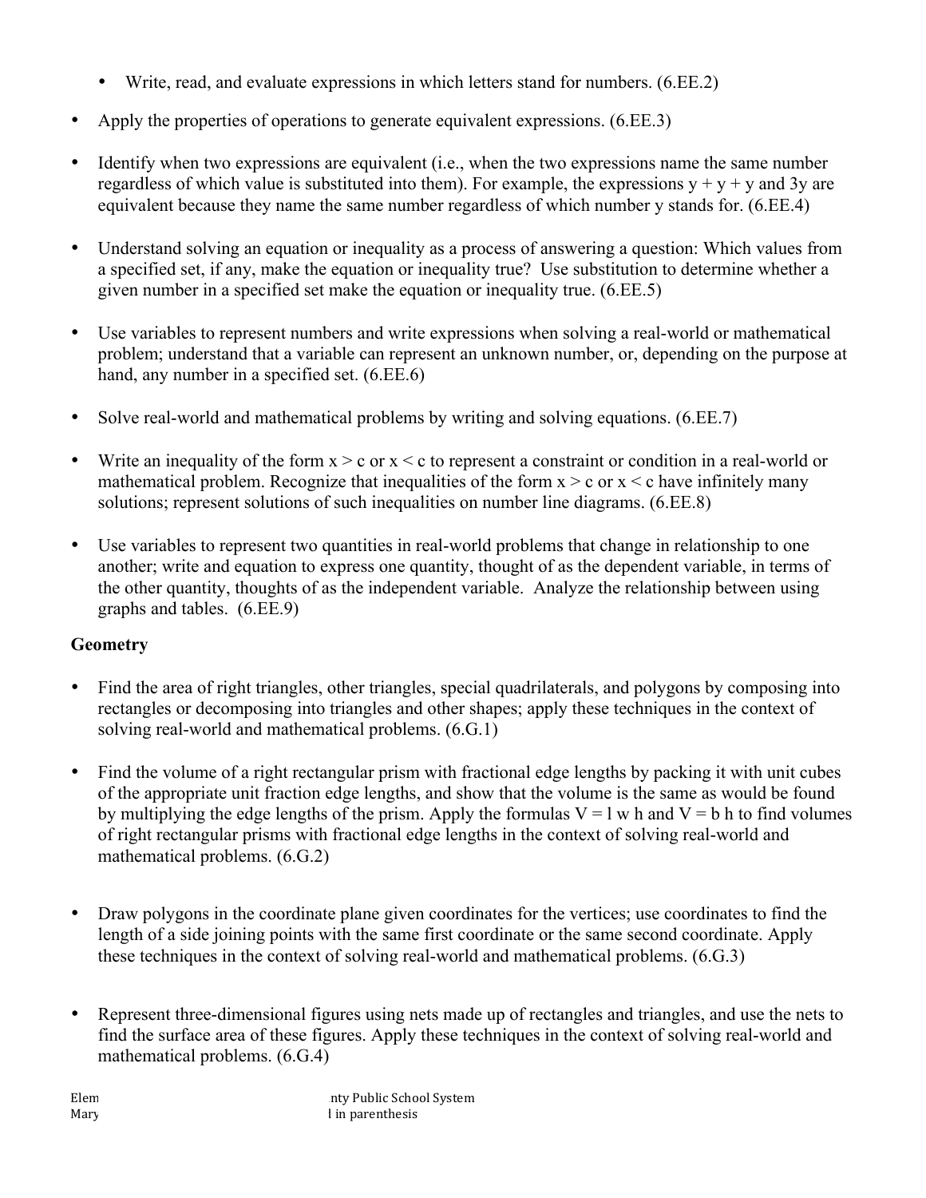- Write, read, and evaluate expressions in which letters stand for numbers. (6.EE.2)

- Apply the properties of operations to generate equivalent expressions. (6.EE.3)

- Identify when two expressions are equivalent (i.e., when the two expressions name the same number regardless of which value is substituted into them). For example, the expressions $y + y + y$ and $3y$ are equivalent because they name the same number regardless of which number y stands for. (6.EE.4)

- Understand solving an equation or inequality as a process of answering a question: Which values from a specified set, if any, make the equation or inequality true? Use substitution to determine whether a given number in a specified set make the equation or inequality true. (6.EE.5)

- Use variables to represent numbers and write expressions when solving a real-world or mathematical problem; understand that a variable can represent an unknown number, or, depending on the purpose at hand, any number in a specified set. (6.EE.6)

- Solve real-world and mathematical problems by writing and solving equations. (6.EE.7)

- Write an inequality of the form $x > c$ or $x < c$ to represent a constraint or condition in a real-world or mathematical problem. Recognize that inequalities of the form $x > c$ or $x < c$ have infinitely many solutions; represent solutions of such inequalities on number line diagrams. (6.EE.8)

- Use variables to represent two quantities in real-world problems that change in relationship to one another; write and equation to express one quantity, thought of as the dependent variable, in terms of the other quantity, thoughts of as the independent variable. Analyze the relationship between using graphs and tables. (6.EE.9)

**Geometry**

- Find the area of right triangles, other triangles, special quadrilaterals, and polygons by composing into rectangles or decomposing into triangles and other shapes; apply these techniques in the context of solving real-world and mathematical problems. (6.G.1)

- Find the volume of a right rectangular prism with fractional edge lengths by packing it with unit cubes of the appropriate unit fraction edge lengths, and show that the volume is the same as would be found by multiplying the edge lengths of the prism. Apply the formulas $V = l\ w\ h$ and $V = b\ h$ to find volumes of right rectangular prisms with fractional edge lengths in the context of solving real-world and mathematical problems. (6.G.2)

- Draw polygons in the coordinate plane given coordinates for the vertices; use coordinates to find the length of a side joining points with the same first coordinate or the same second coordinate. Apply these techniques in the context of solving real-world and mathematical problems. (6.G.3)

- Represent three-dimensional figures using nets made up of rectangles and triangles, and use the nets to find the surface area of these figures. Apply these techniques in the context of solving real-world and mathematical problems. (6.G.4)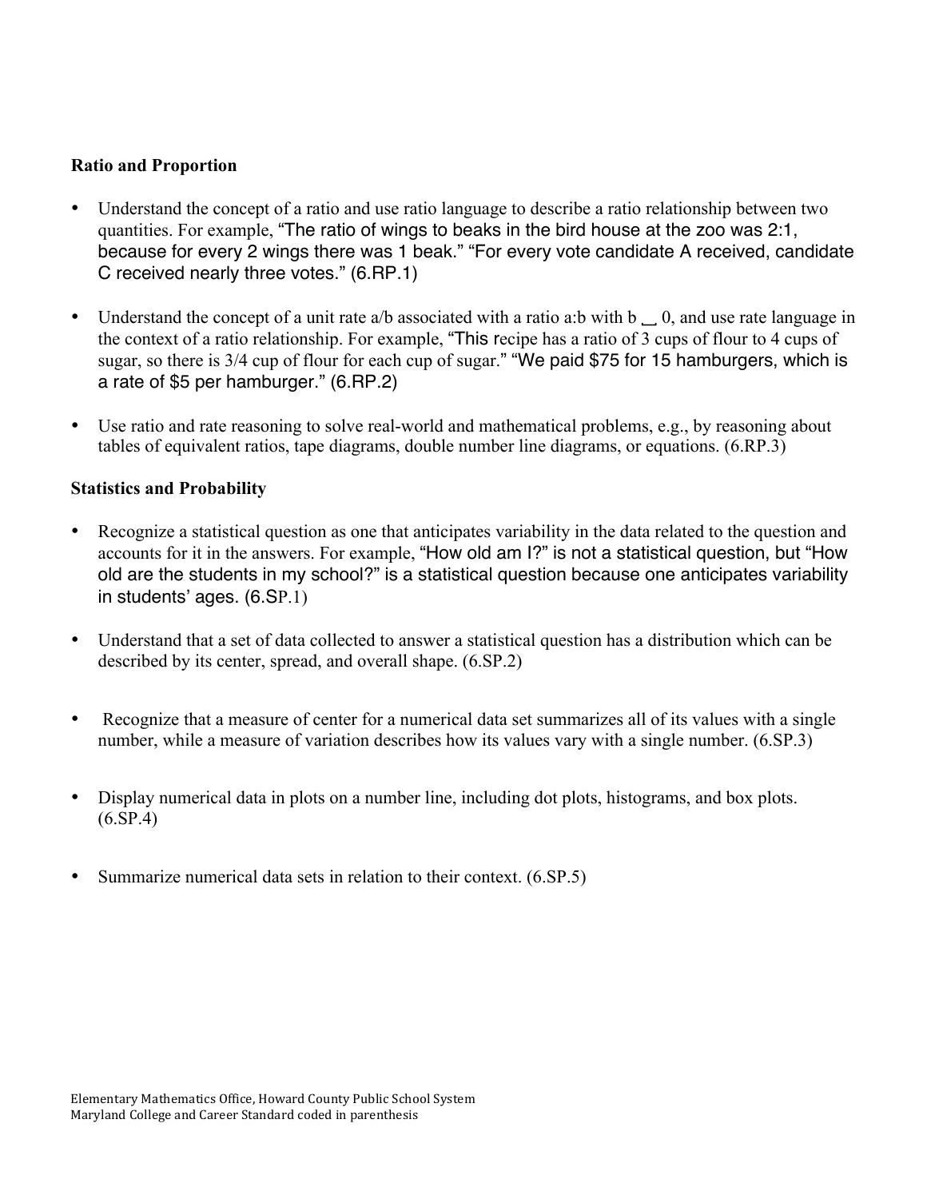**Ratio and Proportion**

- Understand the concept of a ratio and use ratio language to describe a ratio relationship between two quantities. For example, “The ratio of wings to beaks in the bird house at the zoo was 2:1, because for every 2 wings there was 1 beak.” “For every vote candidate A received, candidate C received nearly three votes.” (6.RP.1)

- Understand the concept of a unit rate a/b associated with a ratio a:b with b _ 0, and use rate language in the context of a ratio relationship. For example, “This recipe has a ratio of 3 cups of flour to 4 cups of sugar, so there is 3/4 cup of flour for each cup of sugar.” “We paid $75 for 15 hamburgers, which is a rate of $5 per hamburger.” (6.RP.2)

- Use ratio and rate reasoning to solve real-world and mathematical problems, e.g., by reasoning about tables of equivalent ratios, tape diagrams, double number line diagrams, or equations. (6.RP.3)

**Statistics and Probability**

- Recognize a statistical question as one that anticipates variability in the data related to the question and accounts for it in the answers. For example, “How old am I?” is not a statistical question, but “How old are the students in my school?” is a statistical question because one anticipates variability in students’ ages. (6.SP.1)

- Understand that a set of data collected to answer a statistical question has a distribution which can be described by its center, spread, and overall shape. (6.SP.2)

- Recognize that a measure of center for a numerical data set summarizes all of its values with a single number, while a measure of variation describes how its values vary with a single number. (6.SP.3)

- Display numerical data in plots on a number line, including dot plots, histograms, and box plots. (6.SP.4)

- Summarize numerical data sets in relation to their context. (6.SP.5)

Elementary Mathematics Office, Howard County Public School System
Maryland College and Career Standard coded in parenthesis